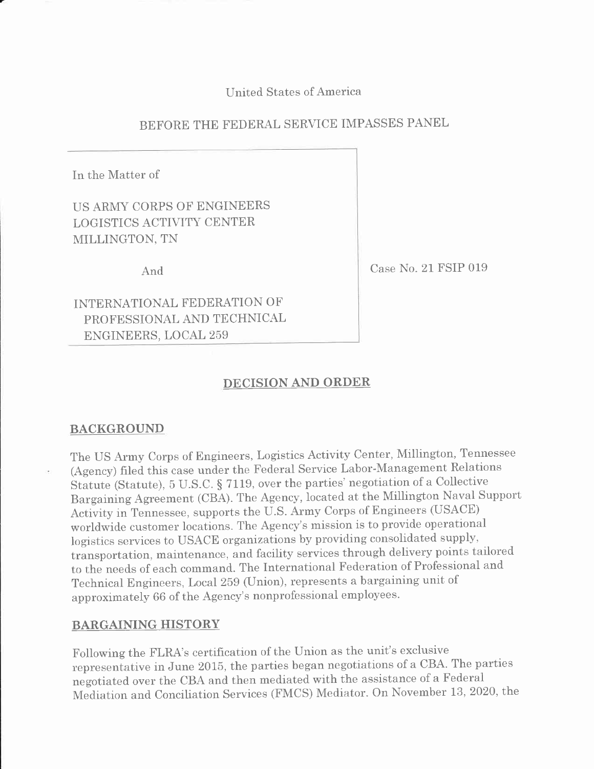United States of America

BEFORE THE FEDERAL SERVICE IMPASSES PANEL

| | |
|---|---|
| In the Matter of<br><br>US ARMY CORPS OF ENGINEERS<br>LOGISTICS ACTIVITY CENTER<br>MILLINGTON, TN<br><br>And<br><br>INTERNATIONAL FEDERATION OF PROFESSIONAL AND TECHNICAL ENGINEERS, LOCAL 259 | Case No. 21 FSIP 019 |

## DECISION AND ORDER

### BACKGROUND

The US Army Corps of Engineers, Logistics Activity Center, Millington, Tennessee (Agency) filed this case under the Federal Service Labor-Management Relations Statute (Statute), 5 U.S.C. § 7119, over the parties' negotiation of a Collective Bargaining Agreement (CBA). The Agency, located at the Millington Naval Support Activity in Tennessee, supports the U.S. Army Corps of Engineers (USACE) worldwide customer locations. The Agency's mission is to provide operational logistics services to USACE organizations by providing consolidated supply, transportation, maintenance, and facility services through delivery points tailored to the needs of each command. The International Federation of Professional and Technical Engineers, Local 259 (Union), represents a bargaining unit of approximately 66 of the Agency's nonprofessional employees.

### BARGAINING HISTORY

Following the FLRA's certification of the Union as the unit's exclusive representative in June 2015, the parties began negotiations of a CBA. The parties negotiated over the CBA and then mediated with the assistance of a Federal Mediation and Conciliation Services (FMCS) Mediator. On November 13, 2020, the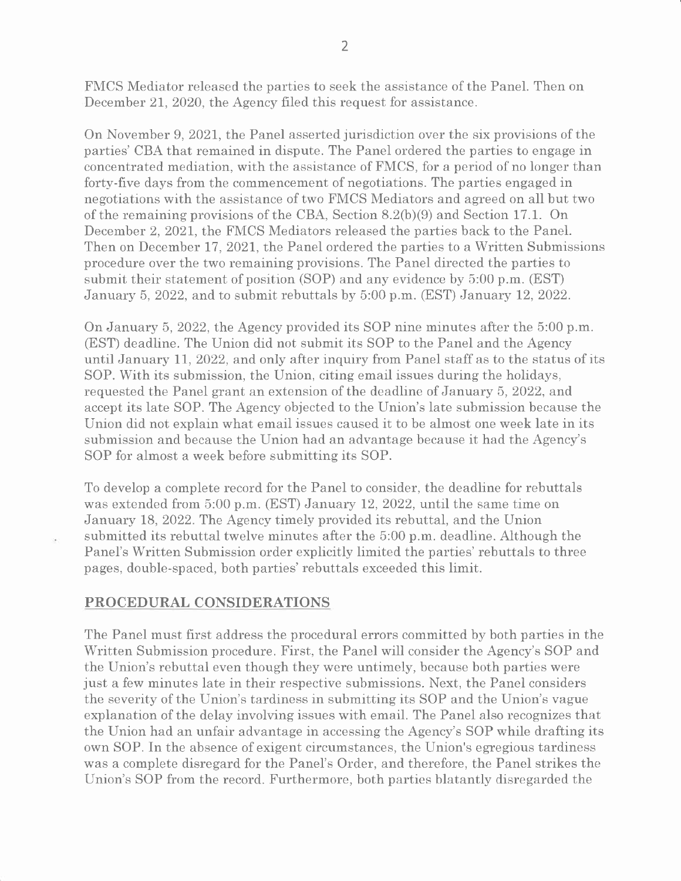FMCS Mediator released the parties to seek the assistance of the Panel. Then on December 21, 2020, the Agency filed this request for assistance.

On November 9, 2021, the Panel asserted jurisdiction over the six provisions of the parties' CBA that remained in dispute. The Panel ordered the parties to engage in concentrated mediation, with the assistance of FMCS, for a period of no longer than forty-five days from the commencement of negotiations. The parties engaged in negotiations with the assistance of two FMCS Mediators and agreed on all but two of the remaining provisions of the CBA, Section 8.2(b)(9) and Section 17.1. On December 2, 2021, the FMCS Mediators released the parties back to the Panel. Then on December 17, 2021, the Panel ordered the parties to a Written Submissions procedure over the two remaining provisions. The Panel directed the parties to submit their statement of position (SOP) and any evidence by 5:00 p.m. (EST) January 5, 2022, and to submit rebuttals by 5:00 p.m. (EST) January 12, 2022.

On January 5, 2022, the Agency provided its SOP nine minutes after the 5:00 p.m. (EST) deadline. The Union did not submit its SOP to the Panel and the Agency until January 11, 2022, and only after inquiry from Panel staff as to the status of its SOP. With its submission, the Union, citing email issues during the holidays, requested the Panel grant an extension of the deadline of January 5, 2022, and accept its late SOP. The Agency objected to the Union's late submission because the Union did not explain what email issues caused it to be almost one week late in its submission and because the Union had an advantage because it had the Agency's SOP for almost a week before submitting its SOP.

To develop a complete record for the Panel to consider, the deadline for rebuttals was extended from 5:00 p.m. (EST) January 12, 2022, until the same time on January 18, 2022. The Agency timely provided its rebuttal, and the Union submitted its rebuttal twelve minutes after the 5:00 p.m. deadline. Although the Panel's Written Submission order explicitly limited the parties' rebuttals to three pages, double-spaced, both parties' rebuttals exceeded this limit.

## PROCEDURAL CONSIDERATIONS

The Panel must first address the procedural errors committed by both parties in the Written Submission procedure. First, the Panel will consider the Agency's SOP and the Union's rebuttal even though they were untimely, because both parties were just a few minutes late in their respective submissions. Next, the Panel considers the severity of the Union's tardiness in submitting its SOP and the Union's vague explanation of the delay involving issues with email. The Panel also recognizes that the Union had an unfair advantage in accessing the Agency's SOP while drafting its own SOP. In the absence of exigent circumstances, the Union's egregious tardiness was a complete disregard for the Panel's Order, and therefore, the Panel strikes the Union's SOP from the record. Furthermore, both parties blatantly disregarded the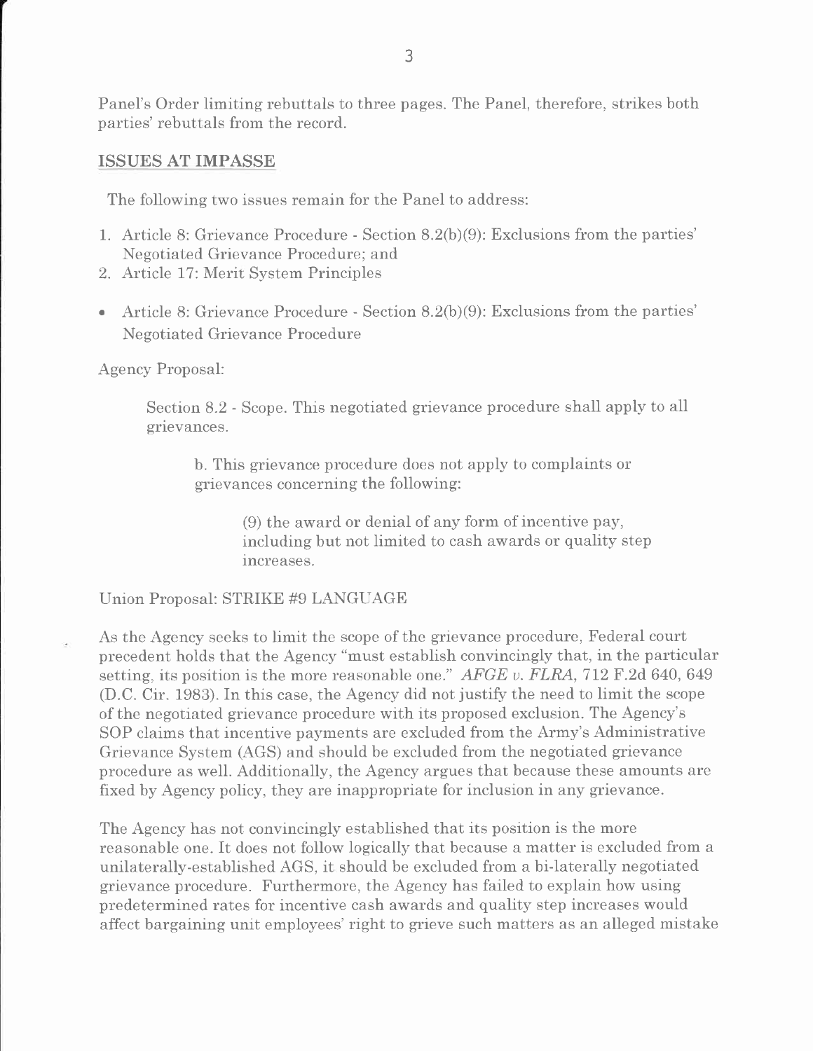Panel's Order limiting rebuttals to three pages. The Panel, therefore, strikes both parties' rebuttals from the record.

## ISSUES AT IMPASSE

The following two issues remain for the Panel to address:

1. Article 8: Grievance Procedure - Section 8.2(b)(9): Exclusions from the parties' Negotiated Grievance Procedure; and
2. Article 17: Merit System Principles

- Article 8: Grievance Procedure - Section 8.2(b)(9): Exclusions from the parties' Negotiated Grievance Procedure

Agency Proposal:

> Section 8.2 - Scope. This negotiated grievance procedure shall apply to all grievances.
>
> > b. This grievance procedure does not apply to complaints or grievances concerning the following:
> >
> > > (9) the award or denial of any form of incentive pay, including but not limited to cash awards or quality step increases.

Union Proposal: STRIKE #9 LANGUAGE

As the Agency seeks to limit the scope of the grievance procedure, Federal court precedent holds that the Agency "must establish convincingly that, in the particular setting, its position is the more reasonable one." *AFGE v. FLRA*, 712 F.2d 640, 649 (D.C. Cir. 1983). In this case, the Agency did not justify the need to limit the scope of the negotiated grievance procedure with its proposed exclusion. The Agency's SOP claims that incentive payments are excluded from the Army's Administrative Grievance System (AGS) and should be excluded from the negotiated grievance procedure as well. Additionally, the Agency argues that because these amounts are fixed by Agency policy, they are inappropriate for inclusion in any grievance.

The Agency has not convincingly established that its position is the more reasonable one. It does not follow logically that because a matter is excluded from a unilaterally-established AGS, it should be excluded from a bi-laterally negotiated grievance procedure. Furthermore, the Agency has failed to explain how using predetermined rates for incentive cash awards and quality step increases would affect bargaining unit employees' right to grieve such matters as an alleged mistake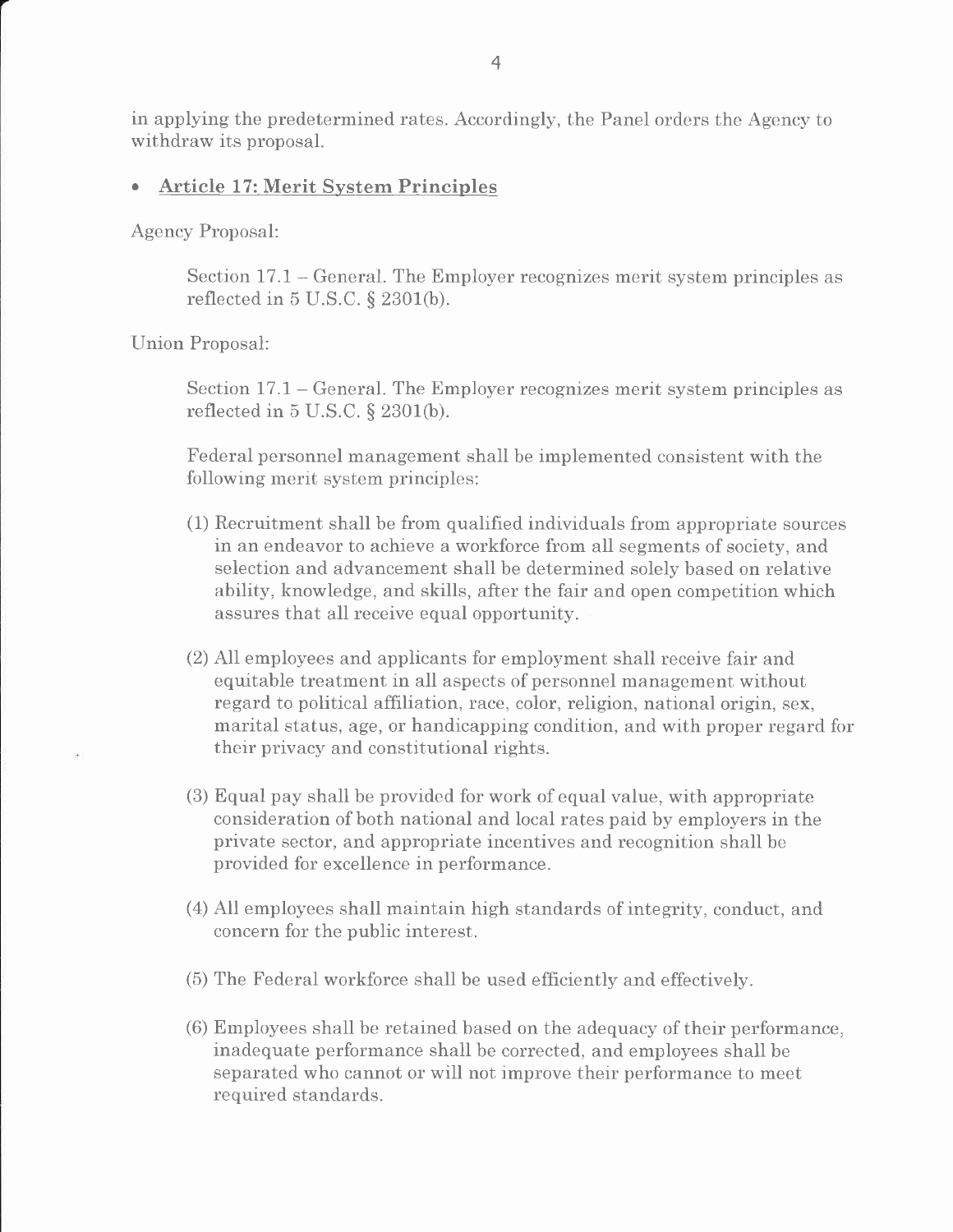in applying the predetermined rates. Accordingly, the Panel orders the Agency to withdraw its proposal.

- **Article 17: Merit System Principles**

Agency Proposal:

> Section 17.1 – General. The Employer recognizes merit system principles as reflected in 5 U.S.C. § 2301(b).

Union Proposal:

> Section 17.1 – General. The Employer recognizes merit system principles as reflected in 5 U.S.C. § 2301(b).
>
> Federal personnel management shall be implemented consistent with the following merit system principles:
>
> (1) Recruitment shall be from qualified individuals from appropriate sources in an endeavor to achieve a workforce from all segments of society, and selection and advancement shall be determined solely based on relative ability, knowledge, and skills, after the fair and open competition which assures that all receive equal opportunity.
>
> (2) All employees and applicants for employment shall receive fair and equitable treatment in all aspects of personnel management without regard to political affiliation, race, color, religion, national origin, sex, marital status, age, or handicapping condition, and with proper regard for their privacy and constitutional rights.
>
> (3) Equal pay shall be provided for work of equal value, with appropriate consideration of both national and local rates paid by employers in the private sector, and appropriate incentives and recognition shall be provided for excellence in performance.
>
> (4) All employees shall maintain high standards of integrity, conduct, and concern for the public interest.
>
> (5) The Federal workforce shall be used efficiently and effectively.
>
> (6) Employees shall be retained based on the adequacy of their performance, inadequate performance shall be corrected, and employees shall be separated who cannot or will not improve their performance to meet required standards.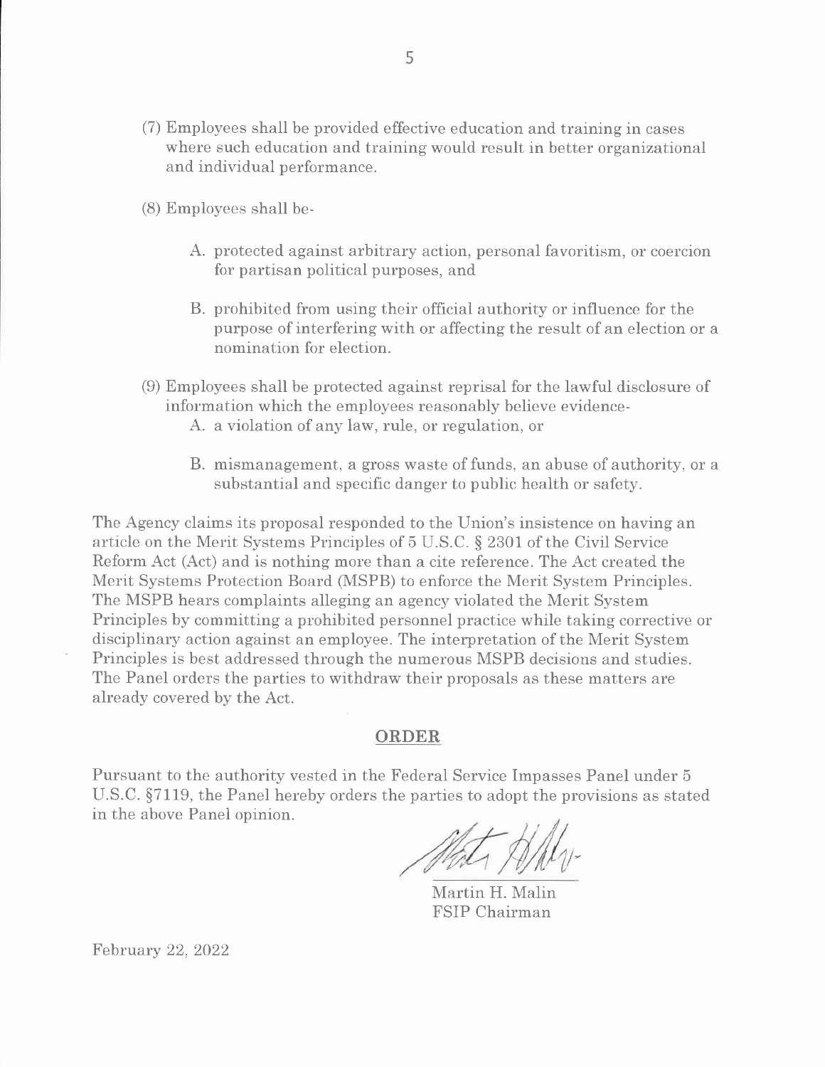(7) Employees shall be provided effective education and training in cases where such education and training would result in better organizational and individual performance.

(8) Employees shall be-

   A. protected against arbitrary action, personal favoritism, or coercion for partisan political purposes, and

   B. prohibited from using their official authority or influence for the purpose of interfering with or affecting the result of an election or a nomination for election.

(9) Employees shall be protected against reprisal for the lawful disclosure of information which the employees reasonably believe evidence-

   A. a violation of any law, rule, or regulation, or

   B. mismanagement, a gross waste of funds, an abuse of authority, or a substantial and specific danger to public health or safety.

The Agency claims its proposal responded to the Union's insistence on having an article on the Merit Systems Principles of 5 U.S.C. § 2301 of the Civil Service Reform Act (Act) and is nothing more than a cite reference. The Act created the Merit Systems Protection Board (MSPB) to enforce the Merit System Principles. The MSPB hears complaints alleging an agency violated the Merit System Principles by committing a prohibited personnel practice while taking corrective or disciplinary action against an employee. The interpretation of the Merit System Principles is best addressed through the numerous MSPB decisions and studies. The Panel orders the parties to withdraw their proposals as these matters are already covered by the Act.

## ORDER

Pursuant to the authority vested in the Federal Service Impasses Panel under 5 U.S.C. §7119, the Panel hereby orders the parties to adopt the provisions as stated in the above Panel opinion.

Martin H. Malin
FSIP Chairman

February 22, 2022